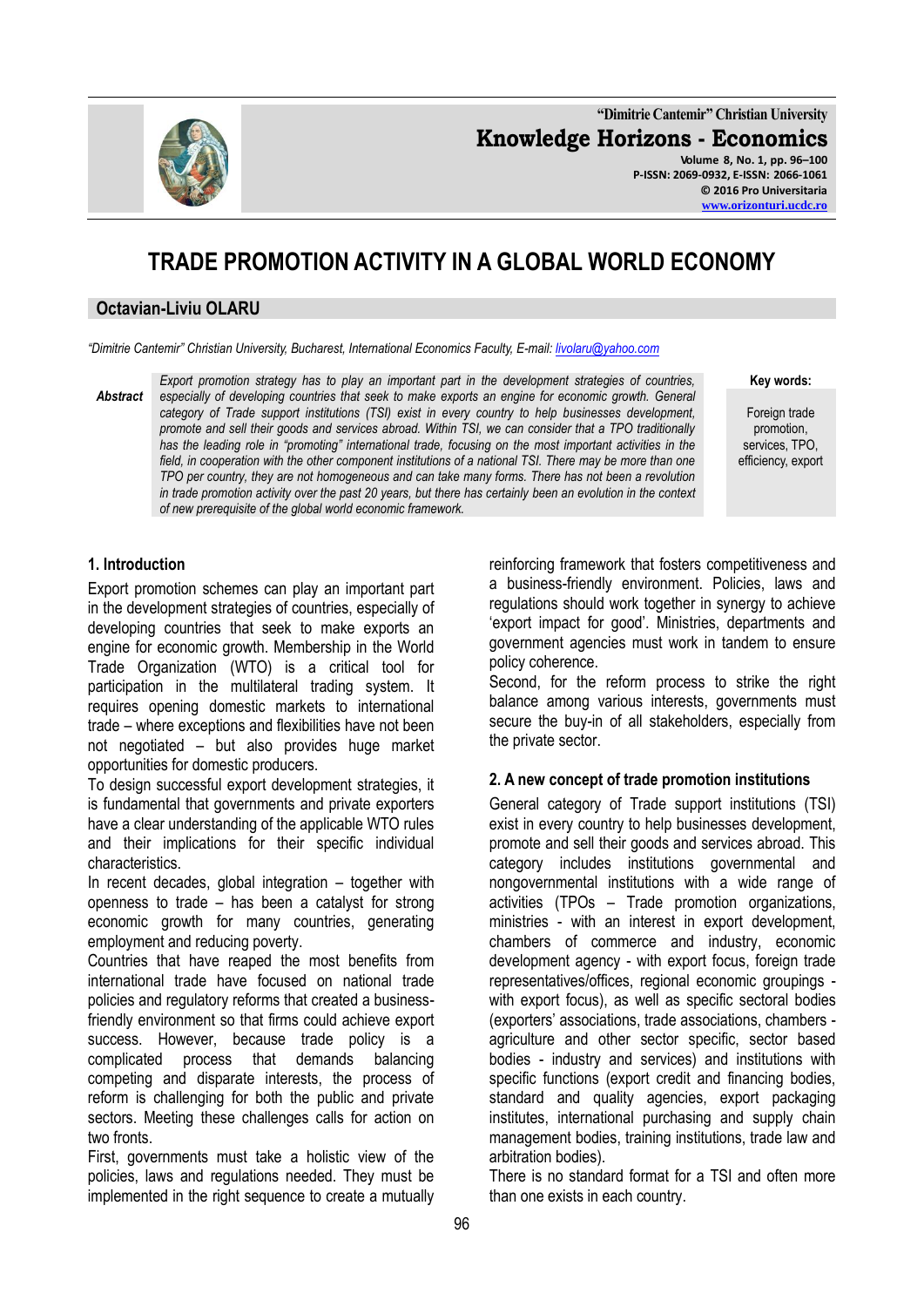# TRADE PROMOTION ACTIVITY IN A GLOBAL WORLD ECONOMY

**Octavian-Liviu OLARU**

*"Dimitrie Cantemir" Christian University, Bucharest, International Economics Faculty, E-mail: livolaru@yahoo.com*

***Abstract*** *Export promotion strategy has to play an important part in the development strategies of countries, especially of developing countries that seek to make exports an engine for economic growth. General category of Trade support institutions (TSI) exist in every country to help businesses development, promote and sell their goods and services abroad. Within TSI, we can consider that a TPO traditionally has the leading role in "promoting" international trade, focusing on the most important activities in the field, in cooperation with the other component institutions of a national TSI. There may be more than one TPO per country, they are not homogeneous and can take many forms. There has not been a revolution in trade promotion activity over the past 20 years, but there has certainly been an evolution in the context of new prerequisite of the global world economic framework.*

**Key words:** Foreign trade promotion, services, TPO, efficiency, export

## 1. Introduction

Export promotion schemes can play an important part in the development strategies of countries, especially of developing countries that seek to make exports an engine for economic growth. Membership in the World Trade Organization (WTO) is a critical tool for participation in the multilateral trading system. It requires opening domestic markets to international trade – where exceptions and flexibilities have not been not negotiated – but also provides huge market opportunities for domestic producers.

To design successful export development strategies, it is fundamental that governments and private exporters have a clear understanding of the applicable WTO rules and their implications for their specific individual characteristics.

In recent decades, global integration – together with openness to trade – has been a catalyst for strong economic growth for many countries, generating employment and reducing poverty.

Countries that have reaped the most benefits from international trade have focused on national trade policies and regulatory reforms that created a business-friendly environment so that firms could achieve export success. However, because trade policy is a complicated process that demands balancing competing and disparate interests, the process of reform is challenging for both the public and private sectors. Meeting these challenges calls for action on two fronts.

First, governments must take a holistic view of the policies, laws and regulations needed. They must be implemented in the right sequence to create a mutually reinforcing framework that fosters competitiveness and a business-friendly environment. Policies, laws and regulations should work together in synergy to achieve 'export impact for good'. Ministries, departments and government agencies must work in tandem to ensure policy coherence.

Second, for the reform process to strike the right balance among various interests, governments must secure the buy-in of all stakeholders, especially from the private sector.

## 2. A new concept of trade promotion institutions

General category of Trade support institutions (TSI) exist in every country to help businesses development, promote and sell their goods and services abroad. This category includes institutions governmental and nongovernmental institutions with a wide range of activities (TPOs – Trade promotion organizations, ministries - with an interest in export development, chambers of commerce and industry, economic development agency - with export focus, foreign trade representatives/offices, regional economic groupings - with export focus), as well as specific sectoral bodies (exporters' associations, trade associations, chambers - agriculture and other sector specific, sector based bodies - industry and services) and institutions with specific functions (export credit and financing bodies, standard and quality agencies, export packaging institutes, international purchasing and supply chain management bodies, training institutions, trade law and arbitration bodies).

There is no standard format for a TSI and often more than one exists in each country.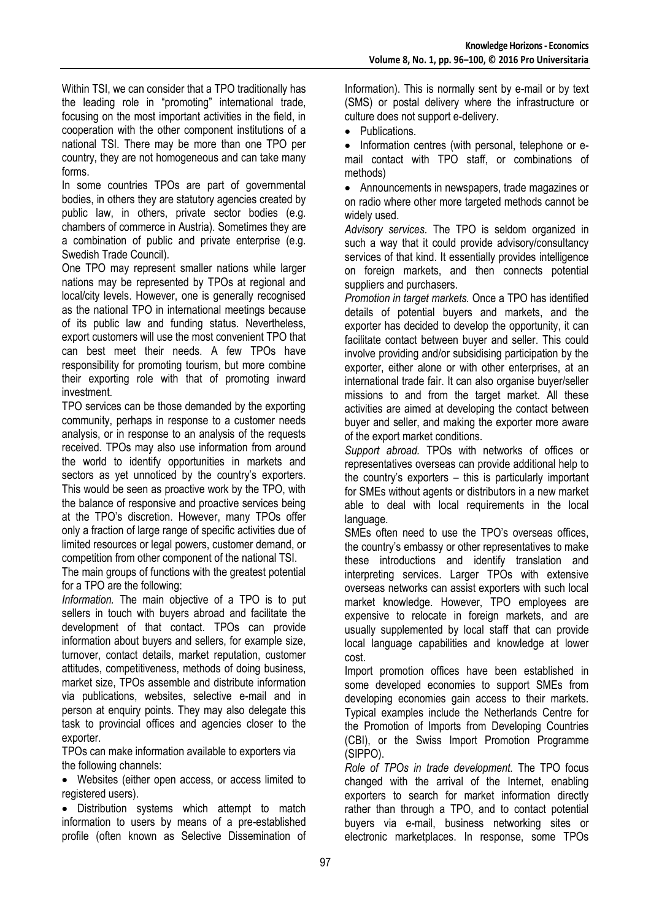Within TSI, we can consider that a TPO traditionally has the leading role in "promoting" international trade, focusing on the most important activities in the field, in cooperation with the other component institutions of a national TSI. There may be more than one TPO per country, they are not homogeneous and can take many forms.

In some countries TPOs are part of governmental bodies, in others they are statutory agencies created by public law, in others, private sector bodies (e.g. chambers of commerce in Austria). Sometimes they are a combination of public and private enterprise (e.g. Swedish Trade Council).

One TPO may represent smaller nations while larger nations may be represented by TPOs at regional and local/city levels. However, one is generally recognised as the national TPO in international meetings because of its public law and funding status. Nevertheless, export customers will use the most convenient TPO that can best meet their needs. A few TPOs have responsibility for promoting tourism, but more combine their exporting role with that of promoting inward investment.

TPO services can be those demanded by the exporting community, perhaps in response to a customer needs analysis, or in response to an analysis of the requests received. TPOs may also use information from around the world to identify opportunities in markets and sectors as yet unnoticed by the country's exporters. This would be seen as proactive work by the TPO, with the balance of responsive and proactive services being at the TPO's discretion. However, many TPOs offer only a fraction of large range of specific activities due of limited resources or legal powers, customer demand, or competition from other component of the national TSI.

The main groups of functions with the greatest potential for a TPO are the following:

*Information.* The main objective of a TPO is to put sellers in touch with buyers abroad and facilitate the development of that contact. TPOs can provide information about buyers and sellers, for example size, turnover, contact details, market reputation, customer attitudes, competitiveness, methods of doing business, market size, TPOs assemble and distribute information via publications, websites, selective e-mail and in person at enquiry points. They may also delegate this task to provincial offices and agencies closer to the exporter.

TPOs can make information available to exporters via the following channels:

- Websites (either open access, or access limited to registered users).
- Distribution systems which attempt to match information to users by means of a pre-established profile (often known as Selective Dissemination of Information). This is normally sent by e-mail or by text (SMS) or postal delivery where the infrastructure or culture does not support e-delivery.
- Publications.
- Information centres (with personal, telephone or e-mail contact with TPO staff, or combinations of methods)
- Announcements in newspapers, trade magazines or on radio where other more targeted methods cannot be widely used.

*Advisory services.* The TPO is seldom organized in such a way that it could provide advisory/consultancy services of that kind. It essentially provides intelligence on foreign markets, and then connects potential suppliers and purchasers.

*Promotion in target markets.* Once a TPO has identified details of potential buyers and markets, and the exporter has decided to develop the opportunity, it can facilitate contact between buyer and seller. This could involve providing and/or subsidising participation by the exporter, either alone or with other enterprises, at an international trade fair. It can also organise buyer/seller missions to and from the target market. All these activities are aimed at developing the contact between buyer and seller, and making the exporter more aware of the export market conditions.

*Support abroad.* TPOs with networks of offices or representatives overseas can provide additional help to the country's exporters – this is particularly important for SMEs without agents or distributors in a new market able to deal with local requirements in the local language.

SMEs often need to use the TPO's overseas offices, the country's embassy or other representatives to make these introductions and identify translation and interpreting services. Larger TPOs with extensive overseas networks can assist exporters with such local market knowledge. However, TPO employees are expensive to relocate in foreign markets, and are usually supplemented by local staff that can provide local language capabilities and knowledge at lower cost.

Import promotion offices have been established in some developed economies to support SMEs from developing economies gain access to their markets. Typical examples include the Netherlands Centre for the Promotion of Imports from Developing Countries (CBI), or the Swiss Import Promotion Programme (SIPPO).

*Role of TPOs in trade development.* The TPO focus changed with the arrival of the Internet, enabling exporters to search for market information directly rather than through a TPO, and to contact potential buyers via e-mail, business networking sites or electronic marketplaces. In response, some TPOs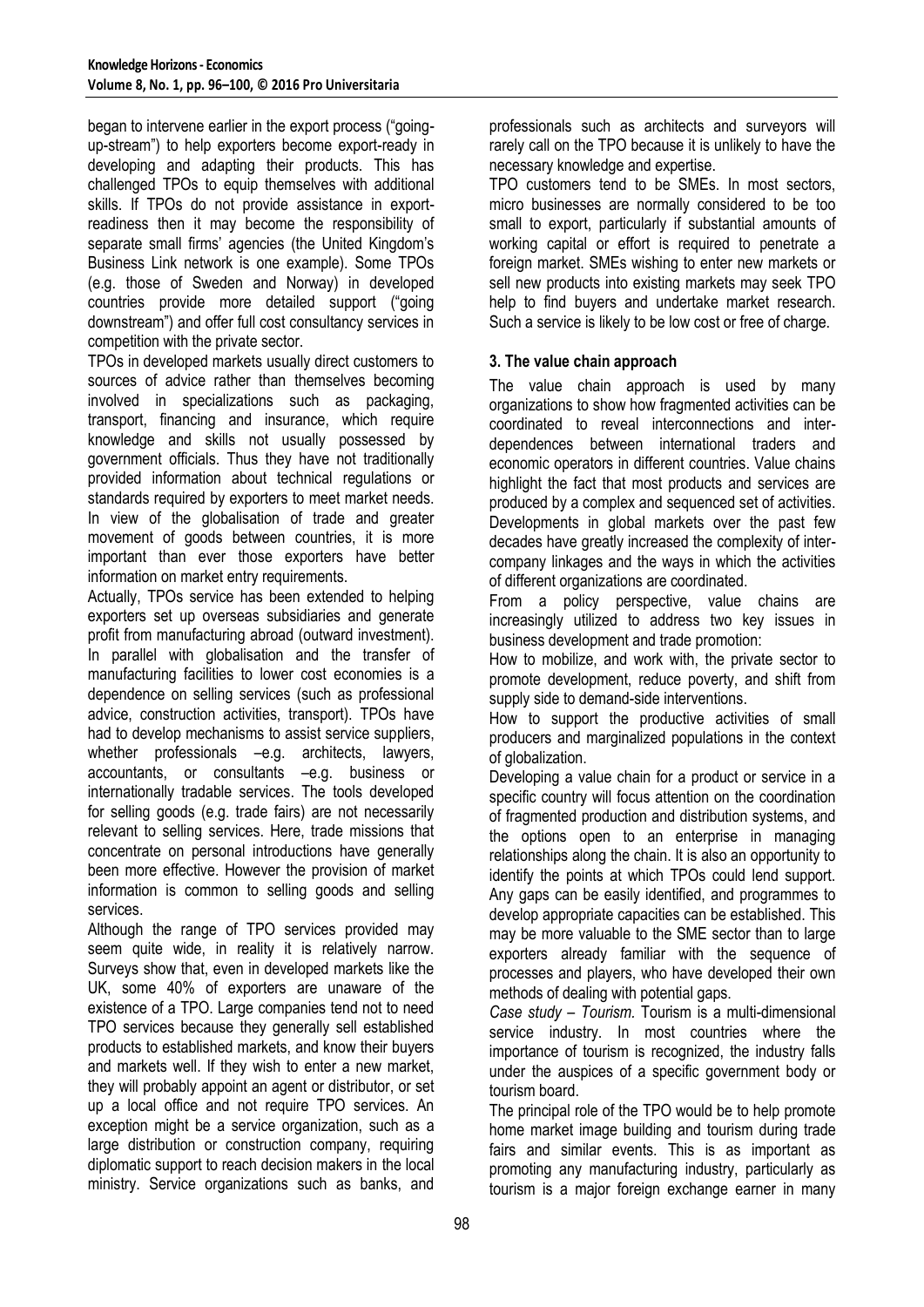began to intervene earlier in the export process ("going-up-stream") to help exporters become export-ready in developing and adapting their products. This has challenged TPOs to equip themselves with additional skills. If TPOs do not provide assistance in export-readiness then it may become the responsibility of separate small firms' agencies (the United Kingdom's Business Link network is one example). Some TPOs (e.g. those of Sweden and Norway) in developed countries provide more detailed support ("going downstream") and offer full cost consultancy services in competition with the private sector.

TPOs in developed markets usually direct customers to sources of advice rather than themselves becoming involved in specializations such as packaging, transport, financing and insurance, which require knowledge and skills not usually possessed by government officials. Thus they have not traditionally provided information about technical regulations or standards required by exporters to meet market needs. In view of the globalisation of trade and greater movement of goods between countries, it is more important than ever those exporters have better information on market entry requirements.

Actually, TPOs service has been extended to helping exporters set up overseas subsidiaries and generate profit from manufacturing abroad (outward investment). In parallel with globalisation and the transfer of manufacturing facilities to lower cost economies is a dependence on selling services (such as professional advice, construction activities, transport). TPOs have had to develop mechanisms to assist service suppliers, whether professionals –e.g. architects, lawyers, accountants, or consultants –e.g. business or internationally tradable services. The tools developed for selling goods (e.g. trade fairs) are not necessarily relevant to selling services. Here, trade missions that concentrate on personal introductions have generally been more effective. However the provision of market information is common to selling goods and selling services.

Although the range of TPO services provided may seem quite wide, in reality it is relatively narrow. Surveys show that, even in developed markets like the UK, some 40% of exporters are unaware of the existence of a TPO. Large companies tend not to need TPO services because they generally sell established products to established markets, and know their buyers and markets well. If they wish to enter a new market, they will probably appoint an agent or distributor, or set up a local office and not require TPO services. An exception might be a service organization, such as a large distribution or construction company, requiring diplomatic support to reach decision makers in the local ministry. Service organizations such as banks, and professionals such as architects and surveyors will rarely call on the TPO because it is unlikely to have the necessary knowledge and expertise.

TPO customers tend to be SMEs. In most sectors, micro businesses are normally considered to be too small to export, particularly if substantial amounts of working capital or effort is required to penetrate a foreign market. SMEs wishing to enter new markets or sell new products into existing markets may seek TPO help to find buyers and undertake market research. Such a service is likely to be low cost or free of charge.

## 3. The value chain approach

The value chain approach is used by many organizations to show how fragmented activities can be coordinated to reveal interconnections and inter-dependences between international traders and economic operators in different countries. Value chains highlight the fact that most products and services are produced by a complex and sequenced set of activities. Developments in global markets over the past few decades have greatly increased the complexity of inter-company linkages and the ways in which the activities of different organizations are coordinated.

From a policy perspective, value chains are increasingly utilized to address two key issues in business development and trade promotion:

How to mobilize, and work with, the private sector to promote development, reduce poverty, and shift from supply side to demand-side interventions.

How to support the productive activities of small producers and marginalized populations in the context of globalization.

Developing a value chain for a product or service in a specific country will focus attention on the coordination of fragmented production and distribution systems, and the options open to an enterprise in managing relationships along the chain. It is also an opportunity to identify the points at which TPOs could lend support. Any gaps can be easily identified, and programmes to develop appropriate capacities can be established. This may be more valuable to the SME sector than to large exporters already familiar with the sequence of processes and players, who have developed their own methods of dealing with potential gaps.

*Case study – Tourism.* Tourism is a multi-dimensional service industry. In most countries where the importance of tourism is recognized, the industry falls under the auspices of a specific government body or tourism board.

The principal role of the TPO would be to help promote home market image building and tourism during trade fairs and similar events. This is as important as promoting any manufacturing industry, particularly as tourism is a major foreign exchange earner in many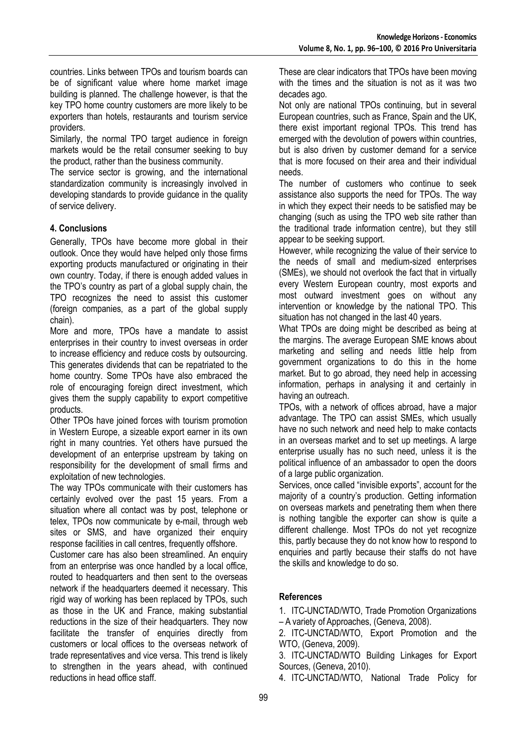countries. Links between TPOs and tourism boards can be of significant value where home market image building is planned. The challenge however, is that the key TPO home country customers are more likely to be exporters than hotels, restaurants and tourism service providers.

Similarly, the normal TPO target audience in foreign markets would be the retail consumer seeking to buy the product, rather than the business community.

The service sector is growing, and the international standardization community is increasingly involved in developing standards to provide guidance in the quality of service delivery.

## 4. Conclusions

Generally, TPOs have become more global in their outlook. Once they would have helped only those firms exporting products manufactured or originating in their own country. Today, if there is enough added values in the TPO's country as part of a global supply chain, the TPO recognizes the need to assist this customer (foreign companies, as a part of the global supply chain).

More and more, TPOs have a mandate to assist enterprises in their country to invest overseas in order to increase efficiency and reduce costs by outsourcing. This generates dividends that can be repatriated to the home country. Some TPOs have also embraced the role of encouraging foreign direct investment, which gives them the supply capability to export competitive products.

Other TPOs have joined forces with tourism promotion in Western Europe, a sizeable export earner in its own right in many countries. Yet others have pursued the development of an enterprise upstream by taking on responsibility for the development of small firms and exploitation of new technologies.

The way TPOs communicate with their customers has certainly evolved over the past 15 years. From a situation where all contact was by post, telephone or telex, TPOs now communicate by e-mail, through web sites or SMS, and have organized their enquiry response facilities in call centres, frequently offshore.

Customer care has also been streamlined. An enquiry from an enterprise was once handled by a local office, routed to headquarters and then sent to the overseas network if the headquarters deemed it necessary. This rigid way of working has been replaced by TPOs, such as those in the UK and France, making substantial reductions in the size of their headquarters. They now facilitate the transfer of enquiries directly from customers or local offices to the overseas network of trade representatives and vice versa. This trend is likely to strengthen in the years ahead, with continued reductions in head office staff.

These are clear indicators that TPOs have been moving with the times and the situation is not as it was two decades ago.

Not only are national TPOs continuing, but in several European countries, such as France, Spain and the UK, there exist important regional TPOs. This trend has emerged with the devolution of powers within countries, but is also driven by customer demand for a service that is more focused on their area and their individual needs.

The number of customers who continue to seek assistance also supports the need for TPOs. The way in which they expect their needs to be satisfied may be changing (such as using the TPO web site rather than the traditional trade information centre), but they still appear to be seeking support.

However, while recognizing the value of their service to the needs of small and medium-sized enterprises (SMEs), we should not overlook the fact that in virtually every Western European country, most exports and most outward investment goes on without any intervention or knowledge by the national TPO. This situation has not changed in the last 40 years.

What TPOs are doing might be described as being at the margins. The average European SME knows about marketing and selling and needs little help from government organizations to do this in the home market. But to go abroad, they need help in accessing information, perhaps in analysing it and certainly in having an outreach.

TPOs, with a network of offices abroad, have a major advantage. The TPO can assist SMEs, which usually have no such network and need help to make contacts in an overseas market and to set up meetings. A large enterprise usually has no such need, unless it is the political influence of an ambassador to open the doors of a large public organization.

Services, once called "invisible exports", account for the majority of a country's production. Getting information on overseas markets and penetrating them when there is nothing tangible the exporter can show is quite a different challenge. Most TPOs do not yet recognize this, partly because they do not know how to respond to enquiries and partly because their staffs do not have the skills and knowledge to do so.

## References

1. ITC-UNCTAD/WTO, Trade Promotion Organizations – A variety of Approaches, (Geneva, 2008).
2. ITC-UNCTAD/WTO, Export Promotion and the WTO, (Geneva, 2009).
3. ITC-UNCTAD/WTO Building Linkages for Export Sources, (Geneva, 2010).
4. ITC-UNCTAD/WTO, National Trade Policy for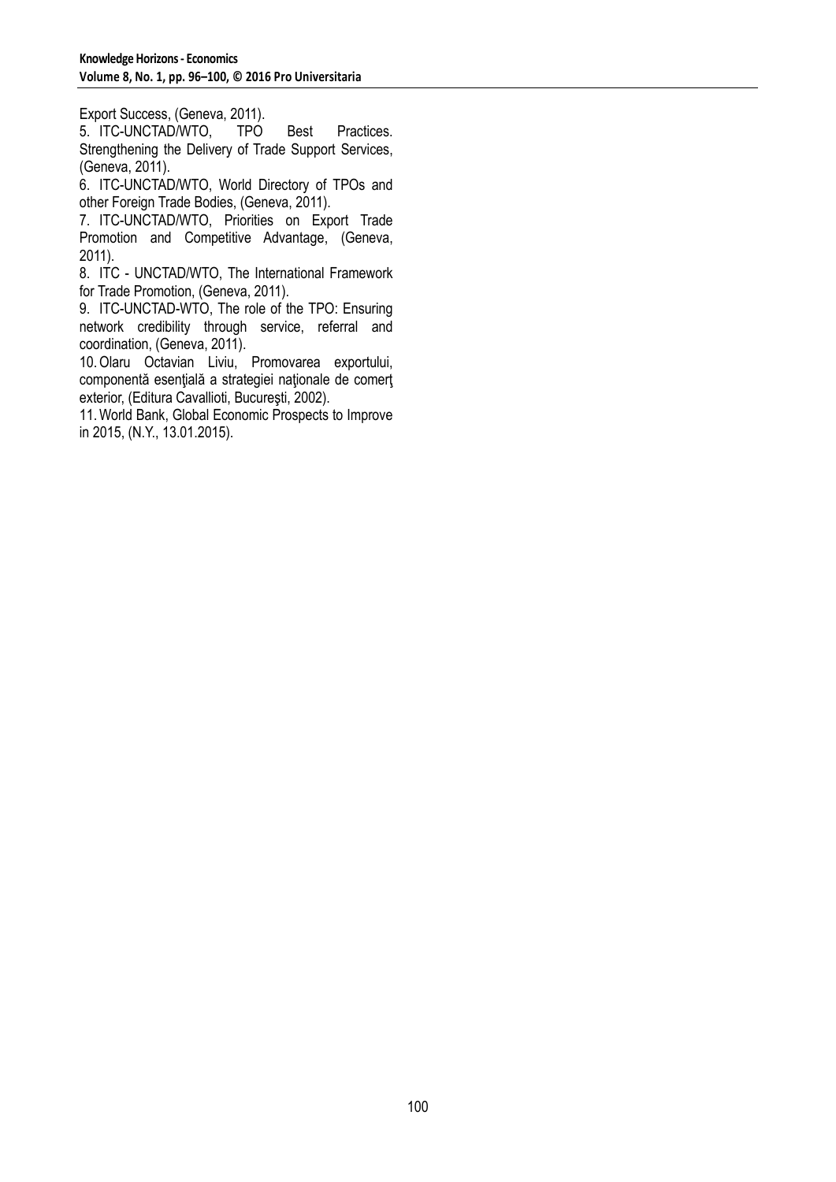Export Success, (Geneva, 2011).

5. ITC-UNCTAD/WTO, TPO Best Practices. Strengthening the Delivery of Trade Support Services, (Geneva, 2011).
6. ITC-UNCTAD/WTO, World Directory of TPOs and other Foreign Trade Bodies, (Geneva, 2011).
7. ITC-UNCTAD/WTO, Priorities on Export Trade Promotion and Competitive Advantage, (Geneva, 2011).
8. ITC - UNCTAD/WTO, The International Framework for Trade Promotion, (Geneva, 2011).
9. ITC-UNCTAD-WTO, The role of the TPO: Ensuring network credibility through service, referral and coordination, (Geneva, 2011).
10. Olaru Octavian Liviu, Promovarea exportului, componentă esenţială a strategiei naţionale de comerţ exterior, (Editura Cavallioti, Bucureşti, 2002).
11. World Bank, Global Economic Prospects to Improve in 2015, (N.Y., 13.01.2015).